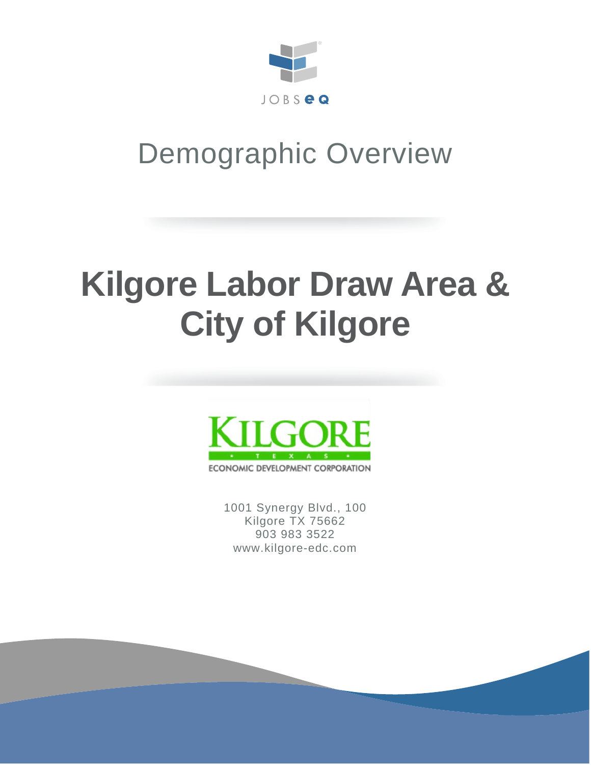JOBSEQ

# Demographic Overview

# Kilgore Labor Draw Area & City of Kilgore

KILGORE
TEXAS
ECONOMIC DEVELOPMENT CORPORATION

1001 Synergy Blvd., 100
Kilgore TX 75662
903 983 3522
www.kilgore-edc.com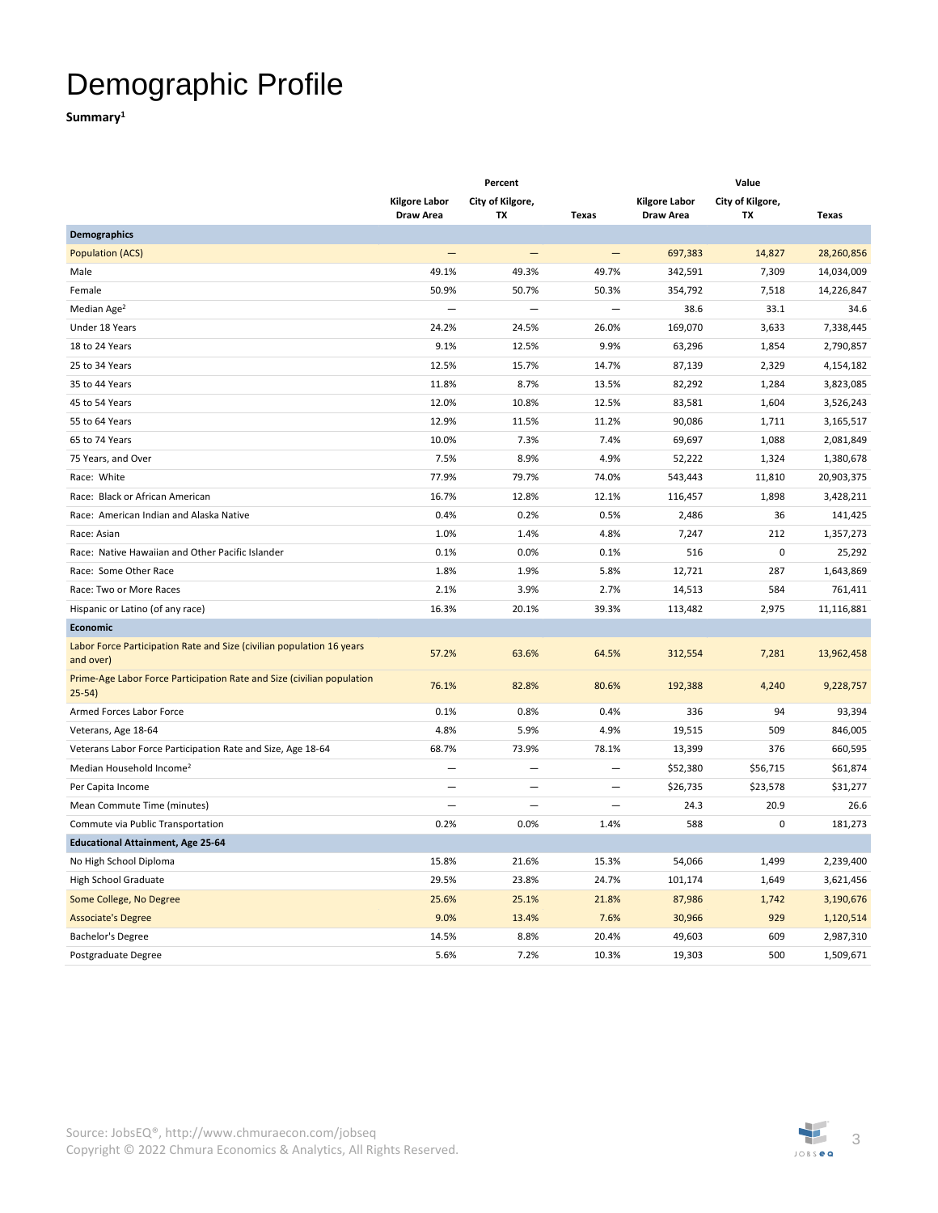# Demographic Profile

**Summary**[1]

| | Percent | | | Value | | |
|---|---|---|---|---|---|---|
| | Kilgore Labor Draw Area | City of Kilgore, TX | Texas | Kilgore Labor Draw Area | City of Kilgore, TX | Texas |
| **Demographics** | | | | | | |
| Population (ACS) | — | — | — | 697,383 | 14,827 | 28,260,856 |
| Male | 49.1% | 49.3% | 49.7% | 342,591 | 7,309 | 14,034,009 |
| Female | 50.9% | 50.7% | 50.3% | 354,792 | 7,518 | 14,226,847 |
| Median Age[2] | — | — | — | 38.6 | 33.1 | 34.6 |
| Under 18 Years | 24.2% | 24.5% | 26.0% | 169,070 | 3,633 | 7,338,445 |
| 18 to 24 Years | 9.1% | 12.5% | 9.9% | 63,296 | 1,854 | 2,790,857 |
| 25 to 34 Years | 12.5% | 15.7% | 14.7% | 87,139 | 2,329 | 4,154,182 |
| 35 to 44 Years | 11.8% | 8.7% | 13.5% | 82,292 | 1,284 | 3,823,085 |
| 45 to 54 Years | 12.0% | 10.8% | 12.5% | 83,581 | 1,604 | 3,526,243 |
| 55 to 64 Years | 12.9% | 11.5% | 11.2% | 90,086 | 1,711 | 3,165,517 |
| 65 to 74 Years | 10.0% | 7.3% | 7.4% | 69,697 | 1,088 | 2,081,849 |
| 75 Years, and Over | 7.5% | 8.9% | 4.9% | 52,222 | 1,324 | 1,380,678 |
| Race: White | 77.9% | 79.7% | 74.0% | 543,443 | 11,810 | 20,903,375 |
| Race: Black or African American | 16.7% | 12.8% | 12.1% | 116,457 | 1,898 | 3,428,211 |
| Race: American Indian and Alaska Native | 0.4% | 0.2% | 0.5% | 2,486 | 36 | 141,425 |
| Race: Asian | 1.0% | 1.4% | 4.8% | 7,247 | 212 | 1,357,273 |
| Race: Native Hawaiian and Other Pacific Islander | 0.1% | 0.0% | 0.1% | 516 | 0 | 25,292 |
| Race: Some Other Race | 1.8% | 1.9% | 5.8% | 12,721 | 287 | 1,643,869 |
| Race: Two or More Races | 2.1% | 3.9% | 2.7% | 14,513 | 584 | 761,411 |
| Hispanic or Latino (of any race) | 16.3% | 20.1% | 39.3% | 113,482 | 2,975 | 11,116,881 |
| **Economic** | | | | | | |
| Labor Force Participation Rate and Size (civilian population 16 years and over) | 57.2% | 63.6% | 64.5% | 312,554 | 7,281 | 13,962,458 |
| Prime-Age Labor Force Participation Rate and Size (civilian population 25-54) | 76.1% | 82.8% | 80.6% | 192,388 | 4,240 | 9,228,757 |
| Armed Forces Labor Force | 0.1% | 0.8% | 0.4% | 336 | 94 | 93,394 |
| Veterans, Age 18-64 | 4.8% | 5.9% | 4.9% | 19,515 | 509 | 846,005 |
| Veterans Labor Force Participation Rate and Size, Age 18-64 | 68.7% | 73.9% | 78.1% | 13,399 | 376 | 660,595 |
| Median Household Income[2] | — | — | — | $52,380 | $56,715 | $61,874 |
| Per Capita Income | — | — | — | $26,735 | $23,578 | $31,277 |
| Mean Commute Time (minutes) | — | — | — | 24.3 | 20.9 | 26.6 |
| Commute via Public Transportation | 0.2% | 0.0% | 1.4% | 588 | 0 | 181,273 |
| **Educational Attainment, Age 25-64** | | | | | | |
| No High School Diploma | 15.8% | 21.6% | 15.3% | 54,066 | 1,499 | 2,239,400 |
| High School Graduate | 29.5% | 23.8% | 24.7% | 101,174 | 1,649 | 3,621,456 |
| Some College, No Degree | 25.6% | 25.1% | 21.8% | 87,986 | 1,742 | 3,190,676 |
| Associate's Degree | 9.0% | 13.4% | 7.6% | 30,966 | 929 | 1,120,514 |
| Bachelor's Degree | 14.5% | 8.8% | 20.4% | 49,603 | 609 | 2,987,310 |
| Postgraduate Degree | 5.6% | 7.2% | 10.3% | 19,303 | 500 | 1,509,671 |

Source: JobsEQ®, http://www.chmuraecon.com/jobseq
Copyright © 2022 Chmura Economics & Analytics, All Rights Reserved.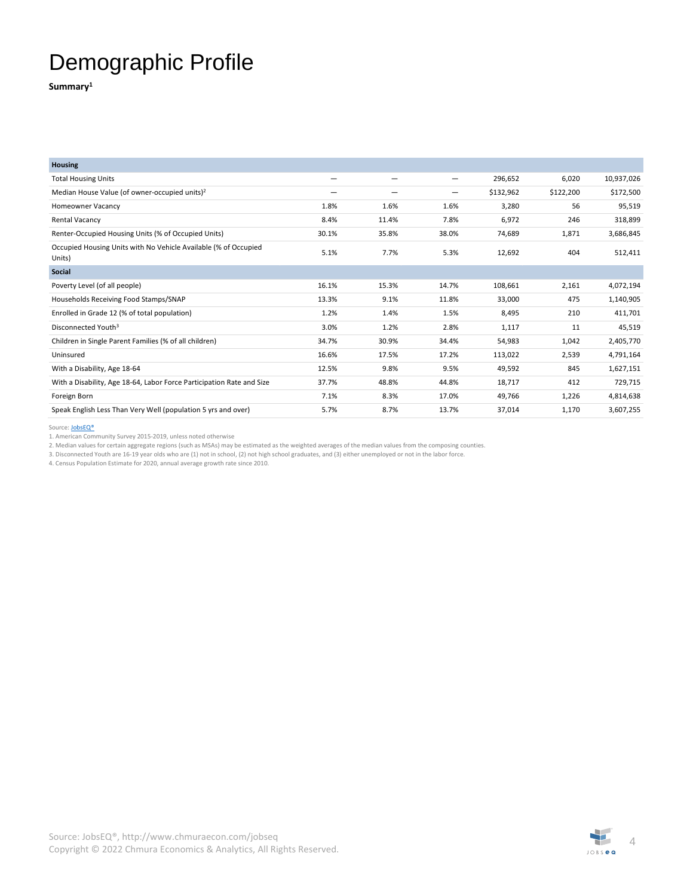# Demographic Profile

**Summary**[1]

| Housing | | | | | | |
|---|---|---|---|---|---|---|
| Total Housing Units | — | — | — | 296,652 | 6,020 | 10,937,026 |
| Median House Value (of owner-occupied units)[2] | — | — | — | $132,962 | $122,200 | $172,500 |
| Homeowner Vacancy | 1.8% | 1.6% | 1.6% | 3,280 | 56 | 95,519 |
| Rental Vacancy | 8.4% | 11.4% | 7.8% | 6,972 | 246 | 318,899 |
| Renter-Occupied Housing Units (% of Occupied Units) | 30.1% | 35.8% | 38.0% | 74,689 | 1,871 | 3,686,845 |
| Occupied Housing Units with No Vehicle Available (% of Occupied Units) | 5.1% | 7.7% | 5.3% | 12,692 | 404 | 512,411 |
| **Social** | | | | | | |
| Poverty Level (of all people) | 16.1% | 15.3% | 14.7% | 108,661 | 2,161 | 4,072,194 |
| Households Receiving Food Stamps/SNAP | 13.3% | 9.1% | 11.8% | 33,000 | 475 | 1,140,905 |
| Enrolled in Grade 12 (% of total population) | 1.2% | 1.4% | 1.5% | 8,495 | 210 | 411,701 |
| Disconnected Youth[3] | 3.0% | 1.2% | 2.8% | 1,117 | 11 | 45,519 |
| Children in Single Parent Families (% of all children) | 34.7% | 30.9% | 34.4% | 54,983 | 1,042 | 2,405,770 |
| Uninsured | 16.6% | 17.5% | 17.2% | 113,022 | 2,539 | 4,791,164 |
| With a Disability, Age 18-64 | 12.5% | 9.8% | 9.5% | 49,592 | 845 | 1,627,151 |
| With a Disability, Age 18-64, Labor Force Participation Rate and Size | 37.7% | 48.8% | 44.8% | 18,717 | 412 | 729,715 |
| Foreign Born | 7.1% | 8.3% | 17.0% | 49,766 | 1,226 | 4,814,638 |
| Speak English Less Than Very Well (population 5 yrs and over) | 5.7% | 8.7% | 13.7% | 37,014 | 1,170 | 3,607,255 |

Source: JobsEQ®

1. American Community Survey 2015-2019, unless noted otherwise
2. Median values for certain aggregate regions (such as MSAs) may be estimated as the weighted averages of the median values from the composing counties.
3. Disconnected Youth are 16-19 year olds who are (1) not in school, (2) not high school graduates, and (3) either unemployed or not in the labor force.
4. Census Population Estimate for 2020, annual average growth rate since 2010.

Source: JobsEQ®, http://www.chmuraecon.com/jobseq
Copyright © 2022 Chmura Economics & Analytics, All Rights Reserved.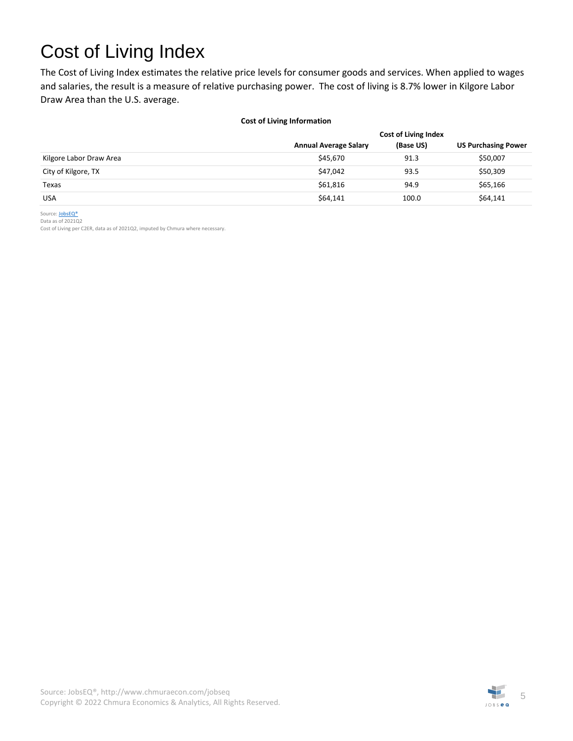# Cost of Living Index

The Cost of Living Index estimates the relative price levels for consumer goods and services. When applied to wages and salaries, the result is a measure of relative purchasing power. The cost of living is 8.7% lower in Kilgore Labor Draw Area than the U.S. average.

**Cost of Living Information**

| | Annual Average Salary | Cost of Living Index (Base US) | US Purchasing Power |
|---|---|---|---|
| Kilgore Labor Draw Area | $45,670 | 91.3 | $50,007 |
| City of Kilgore, TX | $47,042 | 93.5 | $50,309 |
| Texas | $61,816 | 94.9 | $65,166 |
| USA | $64,141 | 100.0 | $64,141 |

Source: JobsEQ®
Data as of 2021Q2
Cost of Living per C2ER, data as of 2021Q2, imputed by Chmura where necessary.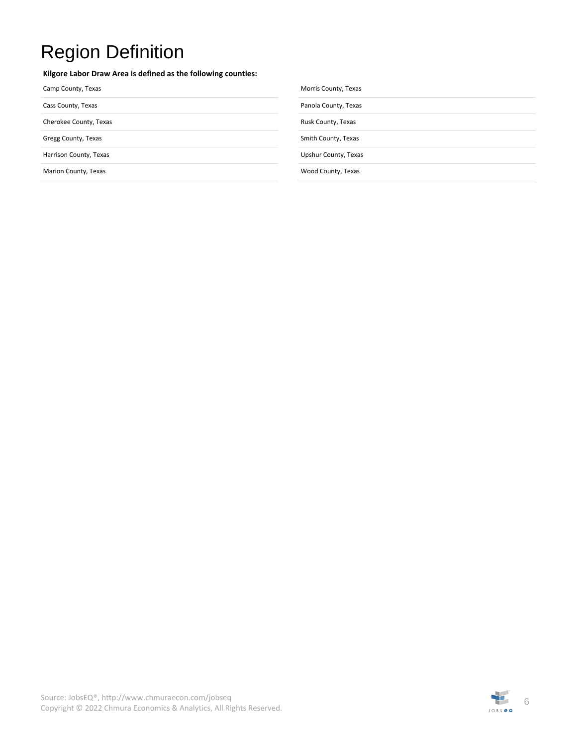# Region Definition

**Kilgore Labor Draw Area is defined as the following counties:**

| | |
|---|---|
| Camp County, Texas | Morris County, Texas |
| Cass County, Texas | Panola County, Texas |
| Cherokee County, Texas | Rusk County, Texas |
| Gregg County, Texas | Smith County, Texas |
| Harrison County, Texas | Upshur County, Texas |
| Marion County, Texas | Wood County, Texas |

Source: JobsEQ®, http://www.chmuraecon.com/jobseq
Copyright © 2022 Chmura Economics & Analytics, All Rights Reserved.